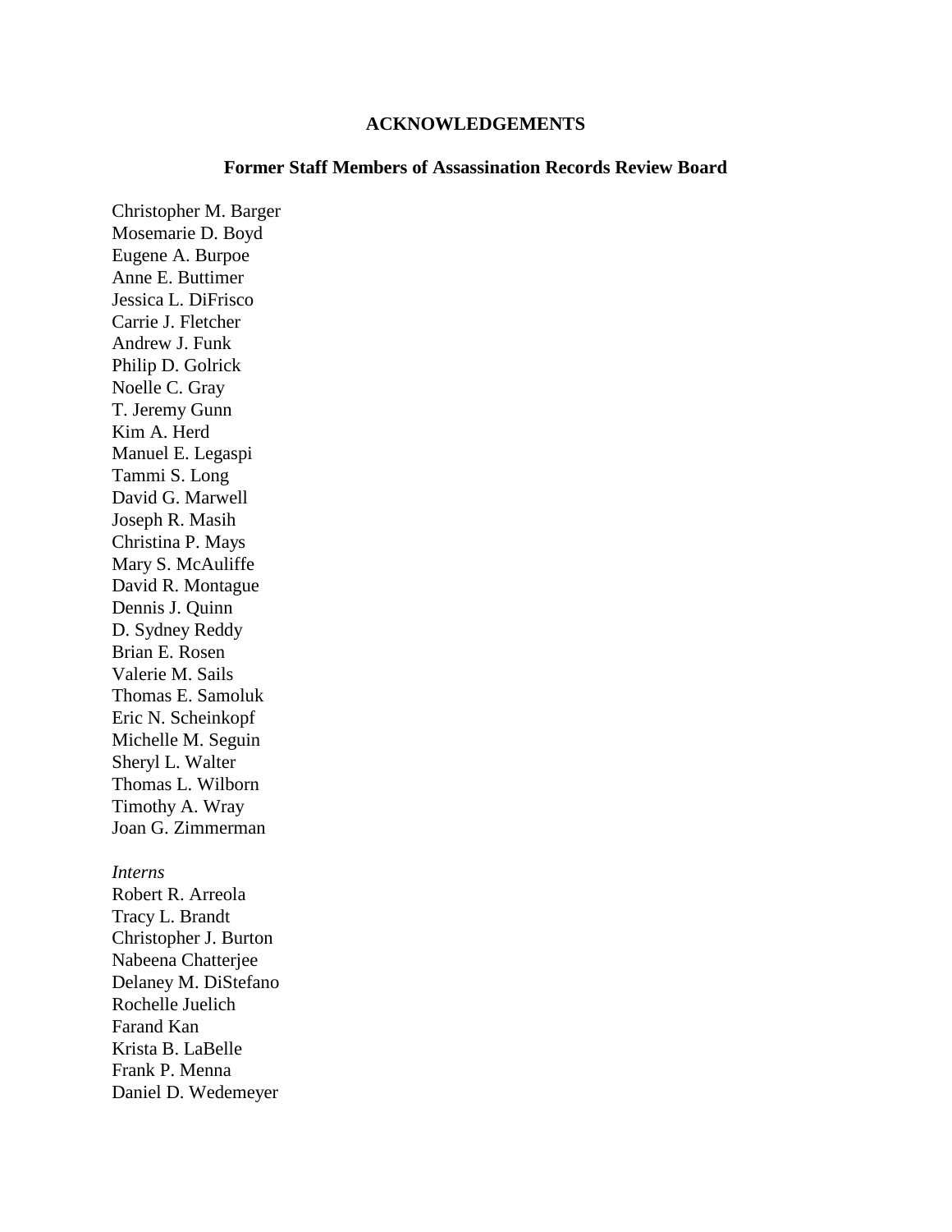# ACKNOWLEDGEMENTS

## Former Staff Members of Assassination Records Review Board

Christopher M. Barger
Mosemarie D. Boyd
Eugene A. Burpoe
Anne E. Buttimer
Jessica L. DiFrisco
Carrie J. Fletcher
Andrew J. Funk
Philip D. Golrick
Noelle C. Gray
T. Jeremy Gunn
Kim A. Herd
Manuel E. Legaspi
Tammi S. Long
David G. Marwell
Joseph R. Masih
Christina P. Mays
Mary S. McAuliffe
David R. Montague
Dennis J. Quinn
D. Sydney Reddy
Brian E. Rosen
Valerie M. Sails
Thomas E. Samoluk
Eric N. Scheinkopf
Michelle M. Seguin
Sheryl L. Walter
Thomas L. Wilborn
Timothy A. Wray
Joan G. Zimmerman

*Interns*
Robert R. Arreola
Tracy L. Brandt
Christopher J. Burton
Nabeena Chatterjee
Delaney M. DiStefano
Rochelle Juelich
Farand Kan
Krista B. LaBelle
Frank P. Menna
Daniel D. Wedemeyer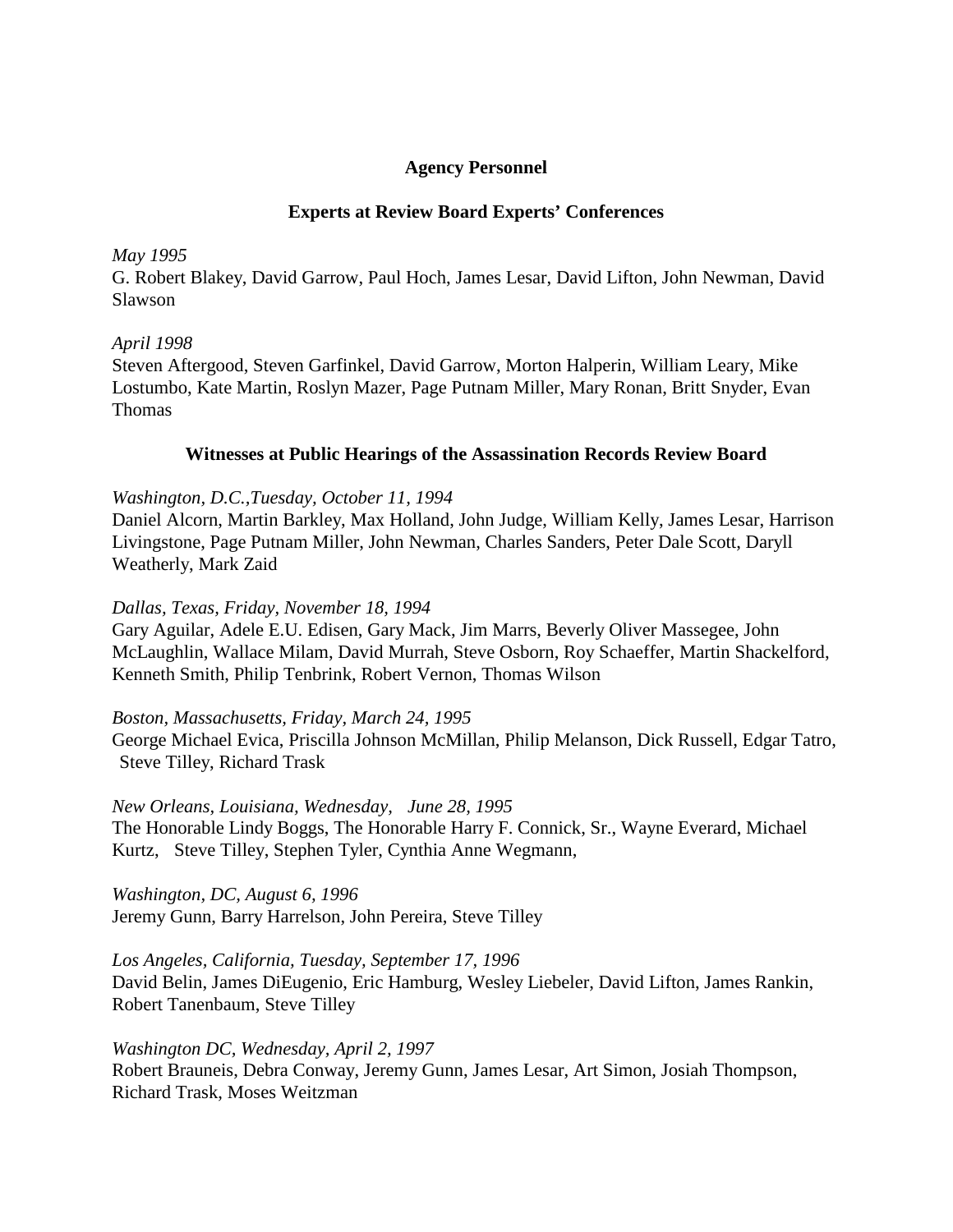## Agency Personnel

### Experts at Review Board Experts' Conferences

*May 1995*
G. Robert Blakey, David Garrow, Paul Hoch, James Lesar, David Lifton, John Newman, David Slawson

*April 1998*
Steven Aftergood, Steven Garfinkel, David Garrow, Morton Halperin, William Leary, Mike Lostumbo, Kate Martin, Roslyn Mazer, Page Putnam Miller, Mary Ronan, Britt Snyder, Evan Thomas

### Witnesses at Public Hearings of the Assassination Records Review Board

*Washington, D.C.,Tuesday, October 11, 1994*
Daniel Alcorn, Martin Barkley, Max Holland, John Judge, William Kelly, James Lesar, Harrison Livingstone, Page Putnam Miller, John Newman, Charles Sanders, Peter Dale Scott, Daryll Weatherly, Mark Zaid

*Dallas, Texas, Friday, November 18, 1994*
Gary Aguilar, Adele E.U. Edisen, Gary Mack, Jim Marrs, Beverly Oliver Massegee, John McLaughlin, Wallace Milam, David Murrah, Steve Osborn, Roy Schaeffer, Martin Shackelford, Kenneth Smith, Philip Tenbrink, Robert Vernon, Thomas Wilson

*Boston, Massachusetts, Friday, March 24, 1995*
George Michael Evica, Priscilla Johnson McMillan, Philip Melanson, Dick Russell, Edgar Tatro, Steve Tilley, Richard Trask

*New Orleans, Louisiana, Wednesday, June 28, 1995*
The Honorable Lindy Boggs, The Honorable Harry F. Connick, Sr., Wayne Everard, Michael Kurtz, Steve Tilley, Stephen Tyler, Cynthia Anne Wegmann,

*Washington, DC, August 6, 1996*
Jeremy Gunn, Barry Harrelson, John Pereira, Steve Tilley

*Los Angeles, California, Tuesday, September 17, 1996*
David Belin, James DiEugenio, Eric Hamburg, Wesley Liebeler, David Lifton, James Rankin, Robert Tanenbaum, Steve Tilley

*Washington DC, Wednesday, April 2, 1997*
Robert Brauneis, Debra Conway, Jeremy Gunn, James Lesar, Art Simon, Josiah Thompson, Richard Trask, Moses Weitzman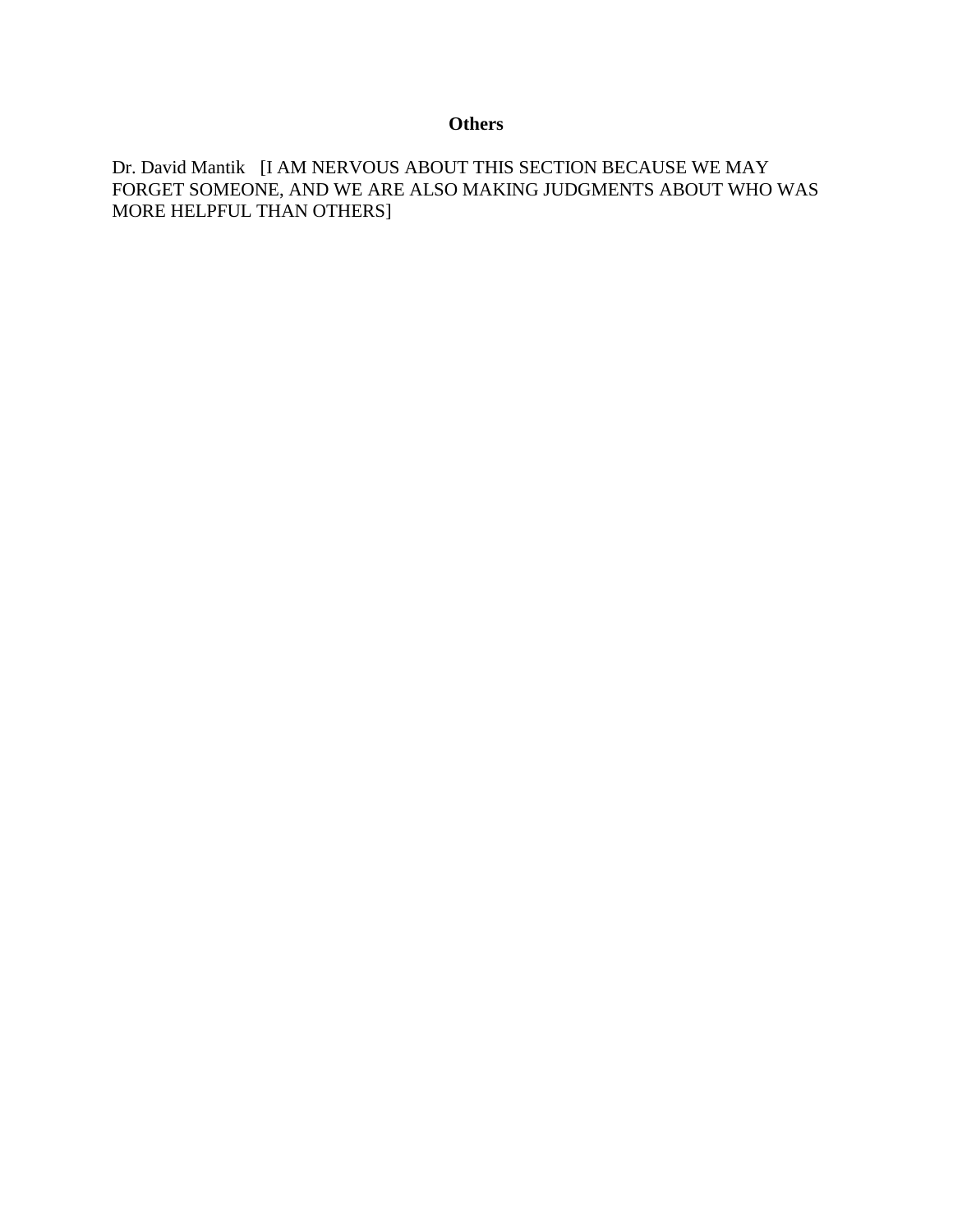## Others

Dr. David Mantik   [I AM NERVOUS ABOUT THIS SECTION BECAUSE WE MAY FORGET SOMEONE, AND WE ARE ALSO MAKING JUDGMENTS ABOUT WHO WAS MORE HELPFUL THAN OTHERS]